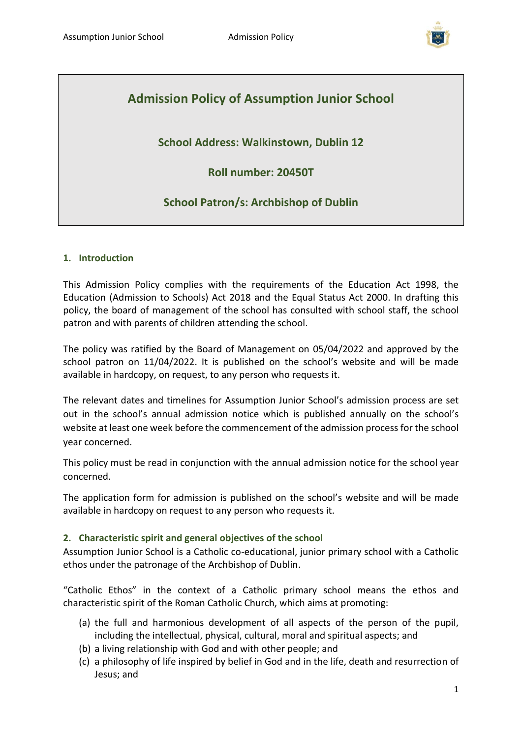# Admission Policy of Assumption Junior School

**School Address: Walkinstown, Dublin 12**

**Roll number: 20450T**

**School Patron/s: Archbishop of Dublin**

## 1. Introduction

This Admission Policy complies with the requirements of the Education Act 1998, the Education (Admission to Schools) Act 2018 and the Equal Status Act 2000. In drafting this policy, the board of management of the school has consulted with school staff, the school patron and with parents of children attending the school.

The policy was ratified by the Board of Management on 05/04/2022 and approved by the school patron on 11/04/2022. It is published on the school's website and will be made available in hardcopy, on request, to any person who requests it.

The relevant dates and timelines for Assumption Junior School's admission process are set out in the school's annual admission notice which is published annually on the school's website at least one week before the commencement of the admission process for the school year concerned.

This policy must be read in conjunction with the annual admission notice for the school year concerned.

The application form for admission is published on the school's website and will be made available in hardcopy on request to any person who requests it.

## 2. Characteristic spirit and general objectives of the school

Assumption Junior School is a Catholic co-educational, junior primary school with a Catholic ethos under the patronage of the Archbishop of Dublin.

"Catholic Ethos" in the context of a Catholic primary school means the ethos and characteristic spirit of the Roman Catholic Church, which aims at promoting:

(a) the full and harmonious development of all aspects of the person of the pupil, including the intellectual, physical, cultural, moral and spiritual aspects; and
(b) a living relationship with God and with other people; and
(c) a philosophy of life inspired by belief in God and in the life, death and resurrection of Jesus; and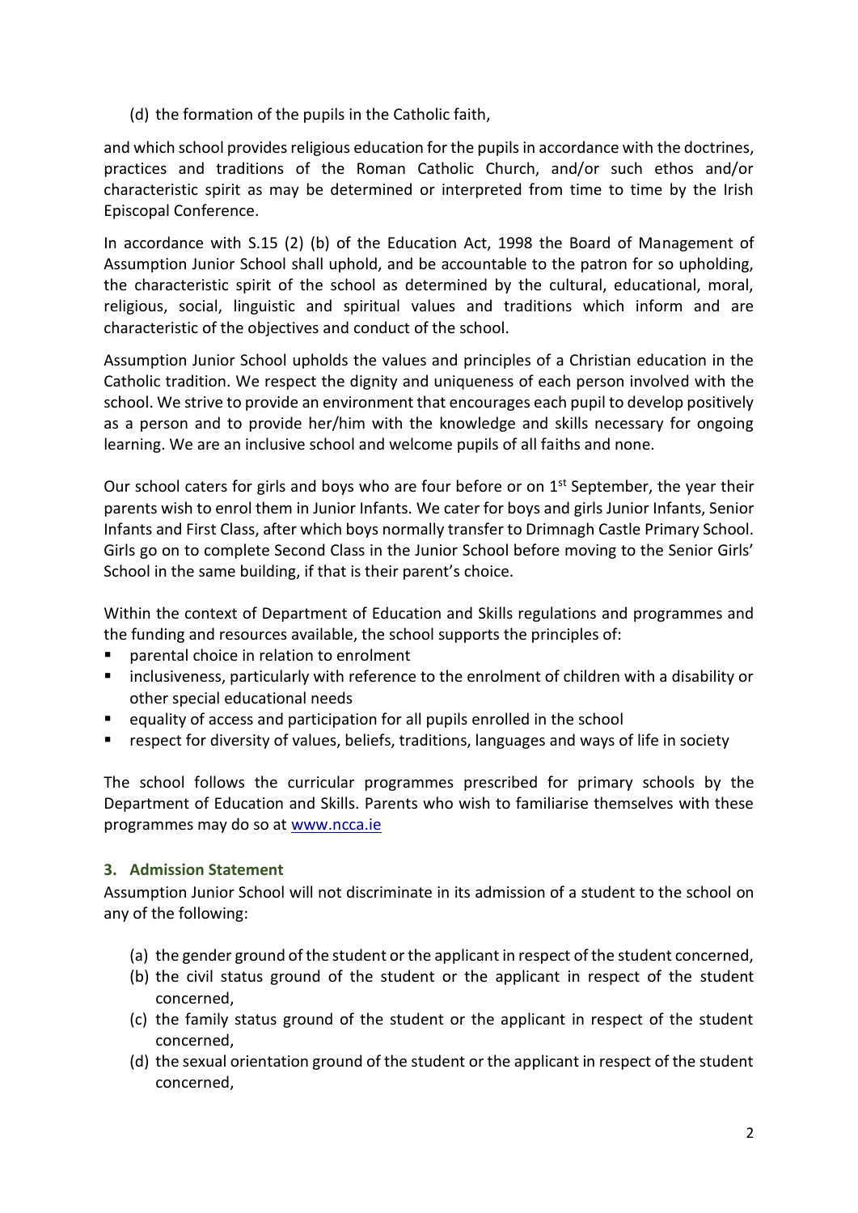(d) the formation of the pupils in the Catholic faith,

and which school provides religious education for the pupils in accordance with the doctrines, practices and traditions of the Roman Catholic Church, and/or such ethos and/or characteristic spirit as may be determined or interpreted from time to time by the Irish Episcopal Conference.

In accordance with S.15 (2) (b) of the Education Act, 1998 the Board of Management of Assumption Junior School shall uphold, and be accountable to the patron for so upholding, the characteristic spirit of the school as determined by the cultural, educational, moral, religious, social, linguistic and spiritual values and traditions which inform and are characteristic of the objectives and conduct of the school.

Assumption Junior School upholds the values and principles of a Christian education in the Catholic tradition. We respect the dignity and uniqueness of each person involved with the school. We strive to provide an environment that encourages each pupil to develop positively as a person and to provide her/him with the knowledge and skills necessary for ongoing learning. We are an inclusive school and welcome pupils of all faiths and none.

Our school caters for girls and boys who are four before or on 1st September, the year their parents wish to enrol them in Junior Infants. We cater for boys and girls Junior Infants, Senior Infants and First Class, after which boys normally transfer to Drimnagh Castle Primary School. Girls go on to complete Second Class in the Junior School before moving to the Senior Girls' School in the same building, if that is their parent's choice.

Within the context of Department of Education and Skills regulations and programmes and the funding and resources available, the school supports the principles of:

- parental choice in relation to enrolment
- inclusiveness, particularly with reference to the enrolment of children with a disability or other special educational needs
- equality of access and participation for all pupils enrolled in the school
- respect for diversity of values, beliefs, traditions, languages and ways of life in society

The school follows the curricular programmes prescribed for primary schools by the Department of Education and Skills. Parents who wish to familiarise themselves with these programmes may do so at [www.ncca.ie](http://www.ncca.ie)

### 3. Admission Statement

Assumption Junior School will not discriminate in its admission of a student to the school on any of the following:

(a) the gender ground of the student or the applicant in respect of the student concerned,
(b) the civil status ground of the student or the applicant in respect of the student concerned,
(c) the family status ground of the student or the applicant in respect of the student concerned,
(d) the sexual orientation ground of the student or the applicant in respect of the student concerned,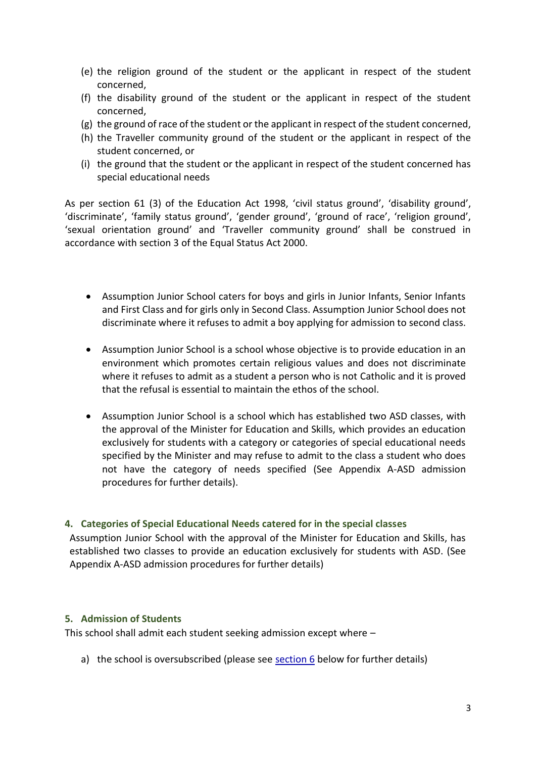(e) the religion ground of the student or the applicant in respect of the student concerned,

(f) the disability ground of the student or the applicant in respect of the student concerned,

(g) the ground of race of the student or the applicant in respect of the student concerned,

(h) the Traveller community ground of the student or the applicant in respect of the student concerned, or

(i) the ground that the student or the applicant in respect of the student concerned has special educational needs

As per section 61 (3) of the Education Act 1998, 'civil status ground', 'disability ground', 'discriminate', 'family status ground', 'gender ground', 'ground of race', 'religion ground', 'sexual orientation ground' and 'Traveller community ground' shall be construed in accordance with section 3 of the Equal Status Act 2000.

- Assumption Junior School caters for boys and girls in Junior Infants, Senior Infants and First Class and for girls only in Second Class. Assumption Junior School does not discriminate where it refuses to admit a boy applying for admission to second class.
- Assumption Junior School is a school whose objective is to provide education in an environment which promotes certain religious values and does not discriminate where it refuses to admit as a student a person who is not Catholic and it is proved that the refusal is essential to maintain the ethos of the school.
- Assumption Junior School is a school which has established two ASD classes, with the approval of the Minister for Education and Skills, which provides an education exclusively for students with a category or categories of special educational needs specified by the Minister and may refuse to admit to the class a student who does not have the category of needs specified (See Appendix A-ASD admission procedures for further details).

## 4. Categories of Special Educational Needs catered for in the special classes

Assumption Junior School with the approval of the Minister for Education and Skills, has established two classes to provide an education exclusively for students with ASD. (See Appendix A-ASD admission procedures for further details)

## 5. Admission of Students

This school shall admit each student seeking admission except where –

a) the school is oversubscribed (please see section 6 below for further details)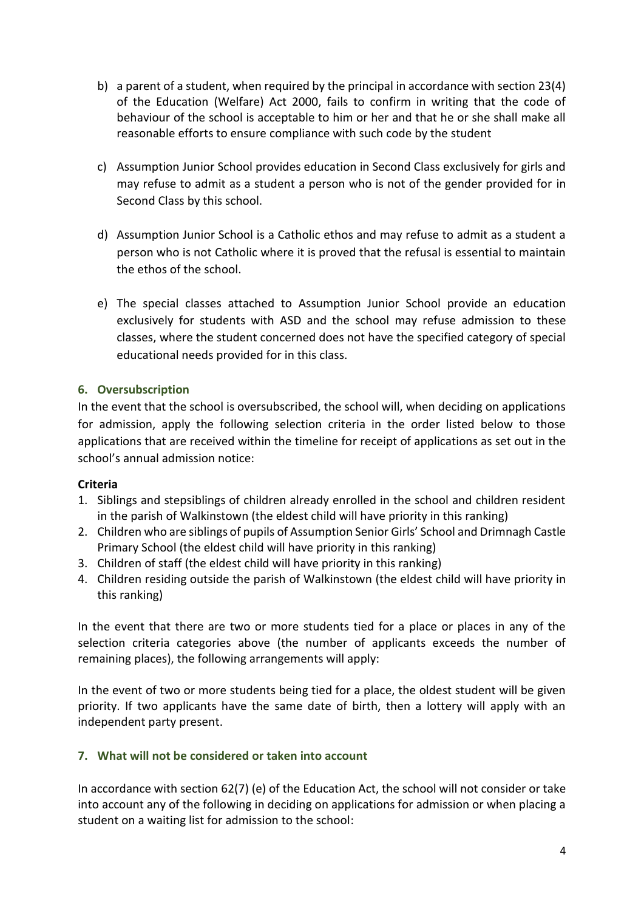b) a parent of a student, when required by the principal in accordance with section 23(4) of the Education (Welfare) Act 2000, fails to confirm in writing that the code of behaviour of the school is acceptable to him or her and that he or she shall make all reasonable efforts to ensure compliance with such code by the student

c) Assumption Junior School provides education in Second Class exclusively for girls and may refuse to admit as a student a person who is not of the gender provided for in Second Class by this school.

d) Assumption Junior School is a Catholic ethos and may refuse to admit as a student a person who is not Catholic where it is proved that the refusal is essential to maintain the ethos of the school.

e) The special classes attached to Assumption Junior School provide an education exclusively for students with ASD and the school may refuse admission to these classes, where the student concerned does not have the specified category of special educational needs provided for in this class.

## 6. Oversubscription

In the event that the school is oversubscribed, the school will, when deciding on applications for admission, apply the following selection criteria in the order listed below to those applications that are received within the timeline for receipt of applications as set out in the school's annual admission notice:

**Criteria**

1. Siblings and stepsiblings of children already enrolled in the school and children resident in the parish of Walkinstown (the eldest child will have priority in this ranking)
2. Children who are siblings of pupils of Assumption Senior Girls' School and Drimnagh Castle Primary School (the eldest child will have priority in this ranking)
3. Children of staff (the eldest child will have priority in this ranking)
4. Children residing outside the parish of Walkinstown (the eldest child will have priority in this ranking)

In the event that there are two or more students tied for a place or places in any of the selection criteria categories above (the number of applicants exceeds the number of remaining places), the following arrangements will apply:

In the event of two or more students being tied for a place, the oldest student will be given priority. If two applicants have the same date of birth, then a lottery will apply with an independent party present.

## 7. What will not be considered or taken into account

In accordance with section 62(7) (e) of the Education Act, the school will not consider or take into account any of the following in deciding on applications for admission or when placing a student on a waiting list for admission to the school: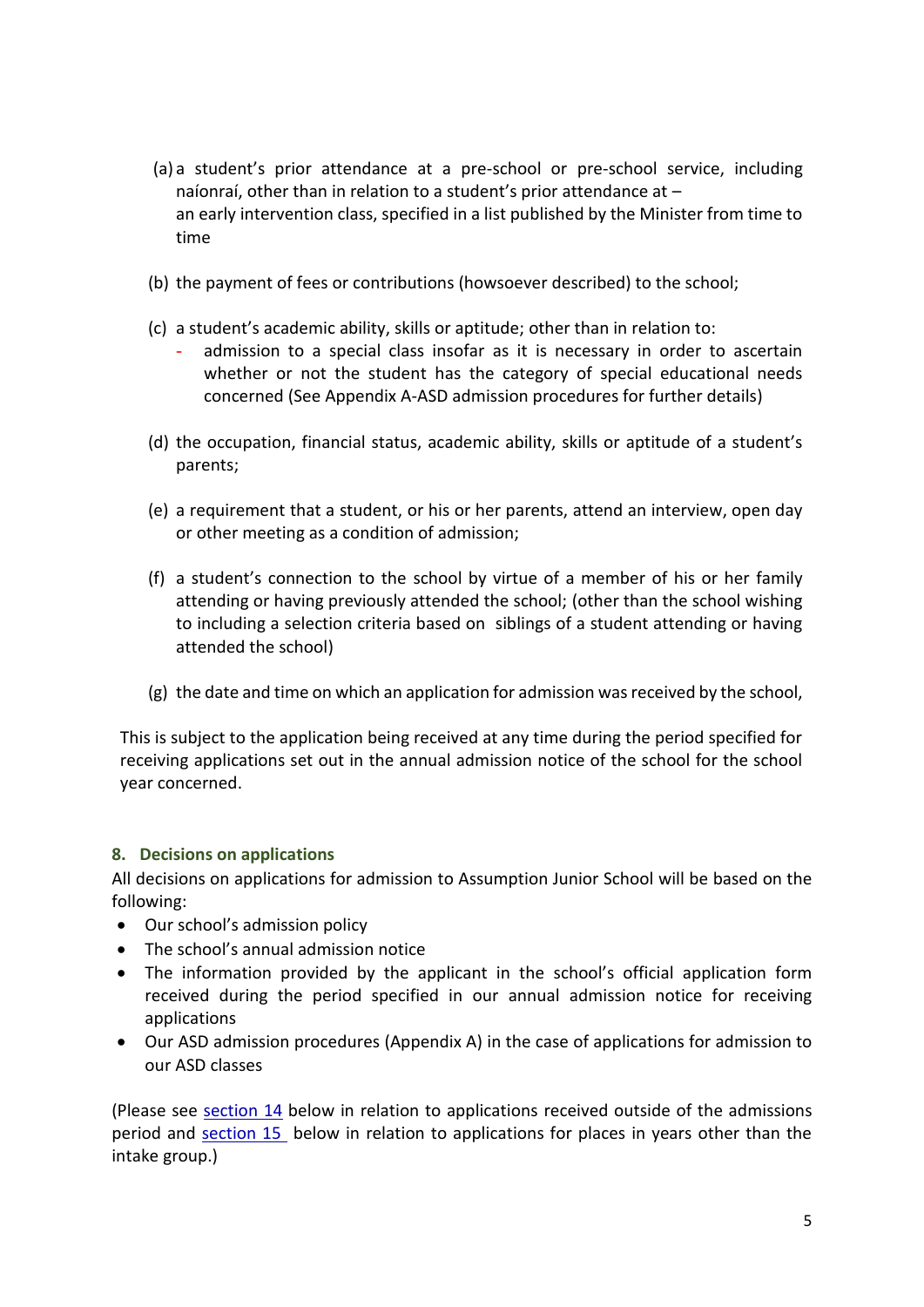(a) a student's prior attendance at a pre-school or pre-school service, including naíonraí, other than in relation to a student's prior attendance at –
an early intervention class, specified in a list published by the Minister from time to time

(b) the payment of fees or contributions (howsoever described) to the school;

(c) a student's academic ability, skills or aptitude; other than in relation to:
   - admission to a special class insofar as it is necessary in order to ascertain whether or not the student has the category of special educational needs concerned (See Appendix A-ASD admission procedures for further details)

(d) the occupation, financial status, academic ability, skills or aptitude of a student's parents;

(e) a requirement that a student, or his or her parents, attend an interview, open day or other meeting as a condition of admission;

(f) a student's connection to the school by virtue of a member of his or her family attending or having previously attended the school; (other than the school wishing to including a selection criteria based on siblings of a student attending or having attended the school)

(g) the date and time on which an application for admission was received by the school,

This is subject to the application being received at any time during the period specified for receiving applications set out in the annual admission notice of the school for the school year concerned.

### 8. Decisions on applications

All decisions on applications for admission to Assumption Junior School will be based on the following:

- Our school's admission policy
- The school's annual admission notice
- The information provided by the applicant in the school's official application form received during the period specified in our annual admission notice for receiving applications
- Our ASD admission procedures (Appendix A) in the case of applications for admission to our ASD classes

(Please see section 14 below in relation to applications received outside of the admissions period and section 15 below in relation to applications for places in years other than the intake group.)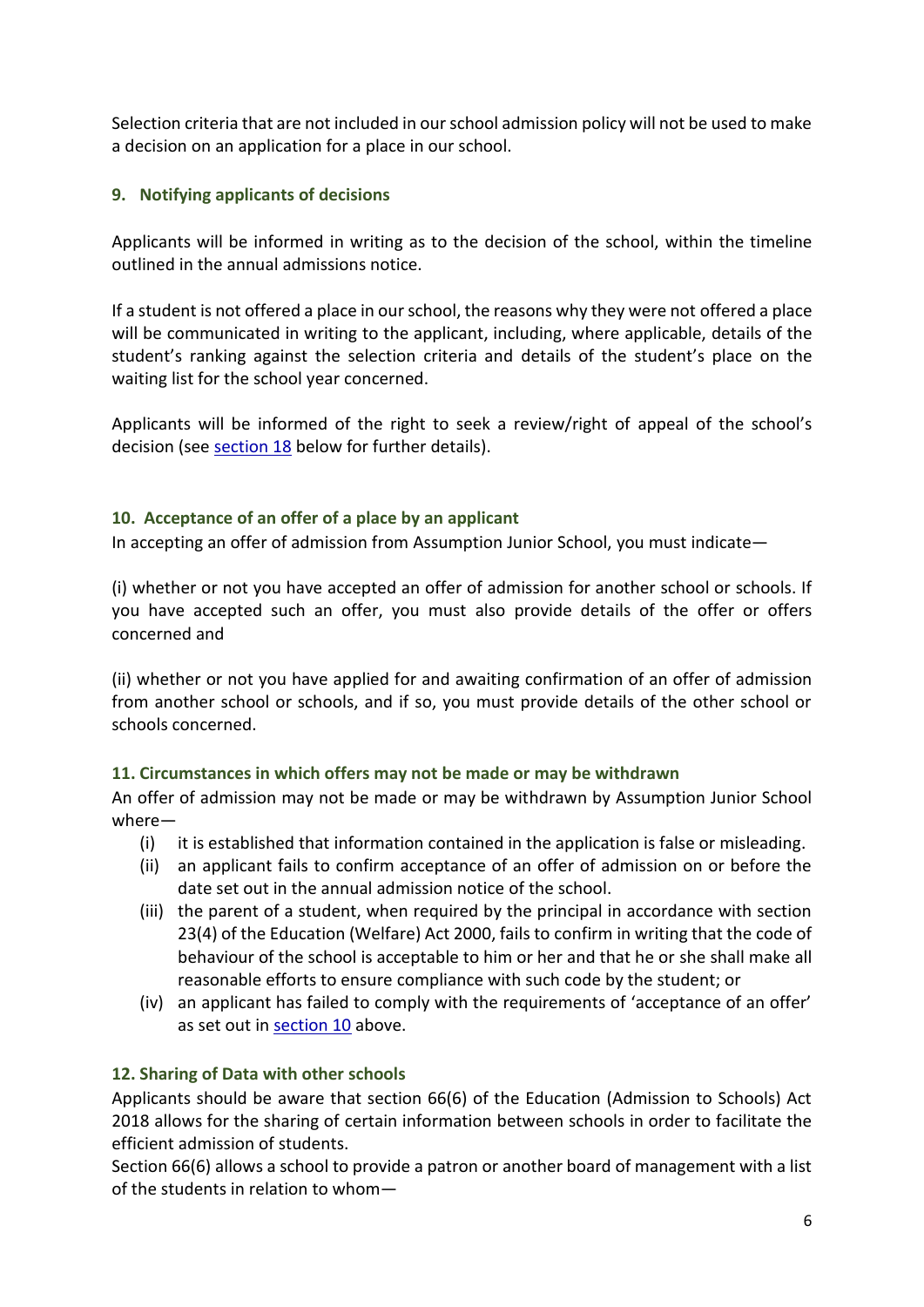Selection criteria that are not included in our school admission policy will not be used to make a decision on an application for a place in our school.

### 9. Notifying applicants of decisions

Applicants will be informed in writing as to the decision of the school, within the timeline outlined in the annual admissions notice.

If a student is not offered a place in our school, the reasons why they were not offered a place will be communicated in writing to the applicant, including, where applicable, details of the student's ranking against the selection criteria and details of the student's place on the waiting list for the school year concerned.

Applicants will be informed of the right to seek a review/right of appeal of the school's decision (see section 18 below for further details).

### 10. Acceptance of an offer of a place by an applicant

In accepting an offer of admission from Assumption Junior School, you must indicate—

(i) whether or not you have accepted an offer of admission for another school or schools. If you have accepted such an offer, you must also provide details of the offer or offers concerned and

(ii) whether or not you have applied for and awaiting confirmation of an offer of admission from another school or schools, and if so, you must provide details of the other school or schools concerned.

### 11. Circumstances in which offers may not be made or may be withdrawn

An offer of admission may not be made or may be withdrawn by Assumption Junior School where—

(i) it is established that information contained in the application is false or misleading.

(ii) an applicant fails to confirm acceptance of an offer of admission on or before the date set out in the annual admission notice of the school.

(iii) the parent of a student, when required by the principal in accordance with section 23(4) of the Education (Welfare) Act 2000, fails to confirm in writing that the code of behaviour of the school is acceptable to him or her and that he or she shall make all reasonable efforts to ensure compliance with such code by the student; or

(iv) an applicant has failed to comply with the requirements of 'acceptance of an offer' as set out in section 10 above.

### 12. Sharing of Data with other schools

Applicants should be aware that section 66(6) of the Education (Admission to Schools) Act 2018 allows for the sharing of certain information between schools in order to facilitate the efficient admission of students.

Section 66(6) allows a school to provide a patron or another board of management with a list of the students in relation to whom—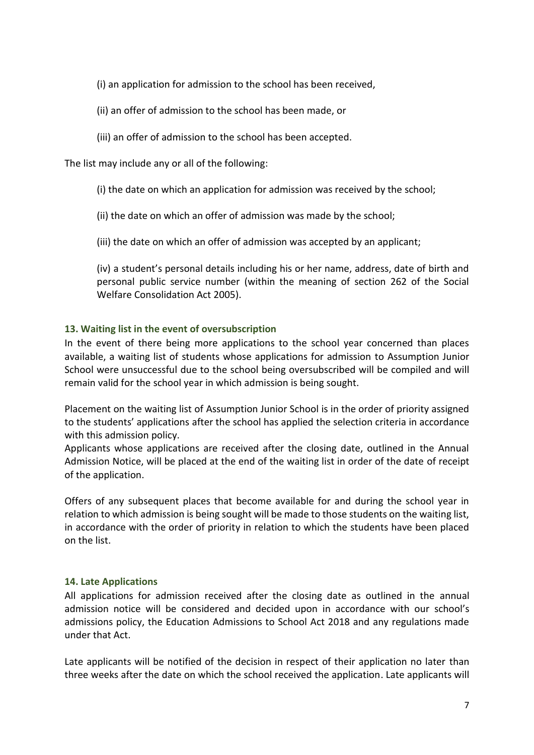(i) an application for admission to the school has been received,

(ii) an offer of admission to the school has been made, or

(iii) an offer of admission to the school has been accepted.

The list may include any or all of the following:

(i) the date on which an application for admission was received by the school;

(ii) the date on which an offer of admission was made by the school;

(iii) the date on which an offer of admission was accepted by an applicant;

(iv) a student's personal details including his or her name, address, date of birth and personal public service number (within the meaning of section 262 of the Social Welfare Consolidation Act 2005).

### 13. Waiting list in the event of oversubscription

In the event of there being more applications to the school year concerned than places available, a waiting list of students whose applications for admission to Assumption Junior School were unsuccessful due to the school being oversubscribed will be compiled and will remain valid for the school year in which admission is being sought.

Placement on the waiting list of Assumption Junior School is in the order of priority assigned to the students' applications after the school has applied the selection criteria in accordance with this admission policy.
Applicants whose applications are received after the closing date, outlined in the Annual Admission Notice, will be placed at the end of the waiting list in order of the date of receipt of the application.

Offers of any subsequent places that become available for and during the school year in relation to which admission is being sought will be made to those students on the waiting list, in accordance with the order of priority in relation to which the students have been placed on the list.

### 14. Late Applications

All applications for admission received after the closing date as outlined in the annual admission notice will be considered and decided upon in accordance with our school's admissions policy, the Education Admissions to School Act 2018 and any regulations made under that Act.

Late applicants will be notified of the decision in respect of their application no later than three weeks after the date on which the school received the application. Late applicants will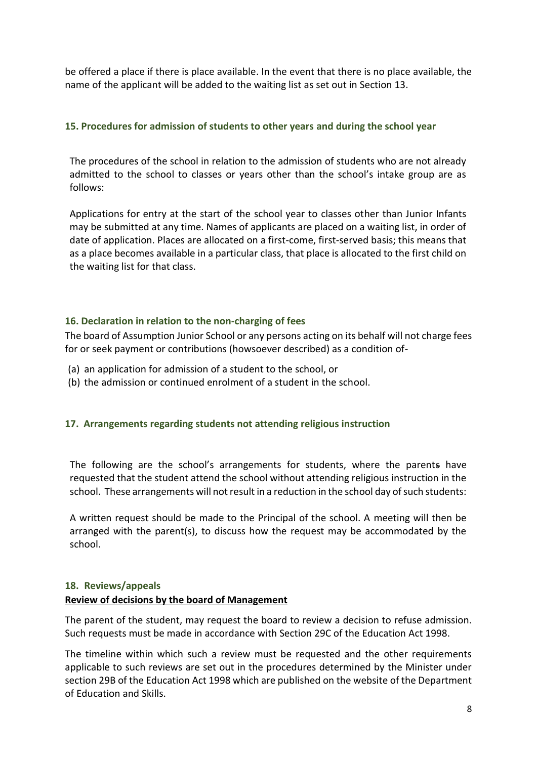be offered a place if there is place available. In the event that there is no place available, the name of the applicant will be added to the waiting list as set out in Section 13.

### 15. Procedures for admission of students to other years and during the school year

The procedures of the school in relation to the admission of students who are not already admitted to the school to classes or years other than the school's intake group are as follows:

Applications for entry at the start of the school year to classes other than Junior Infants may be submitted at any time. Names of applicants are placed on a waiting list, in order of date of application. Places are allocated on a first-come, first-served basis; this means that as a place becomes available in a particular class, that place is allocated to the first child on the waiting list for that class.

### 16. Declaration in relation to the non-charging of fees

The board of Assumption Junior School or any persons acting on its behalf will not charge fees for or seek payment or contributions (howsoever described) as a condition of-

(a) an application for admission of a student to the school, or
(b) the admission or continued enrolment of a student in the school.

### 17. Arrangements regarding students not attending religious instruction

The following are the school's arrangements for students, where the parents have requested that the student attend the school without attending religious instruction in the school. These arrangements will not result in a reduction in the school day of such students:

A written request should be made to the Principal of the school. A meeting will then be arranged with the parent(s), to discuss how the request may be accommodated by the school.

### 18. Reviews/appeals

**Review of decisions by the board of Management**

The parent of the student, may request the board to review a decision to refuse admission. Such requests must be made in accordance with Section 29C of the Education Act 1998.

The timeline within which such a review must be requested and the other requirements applicable to such reviews are set out in the procedures determined by the Minister under section 29B of the Education Act 1998 which are published on the website of the Department of Education and Skills.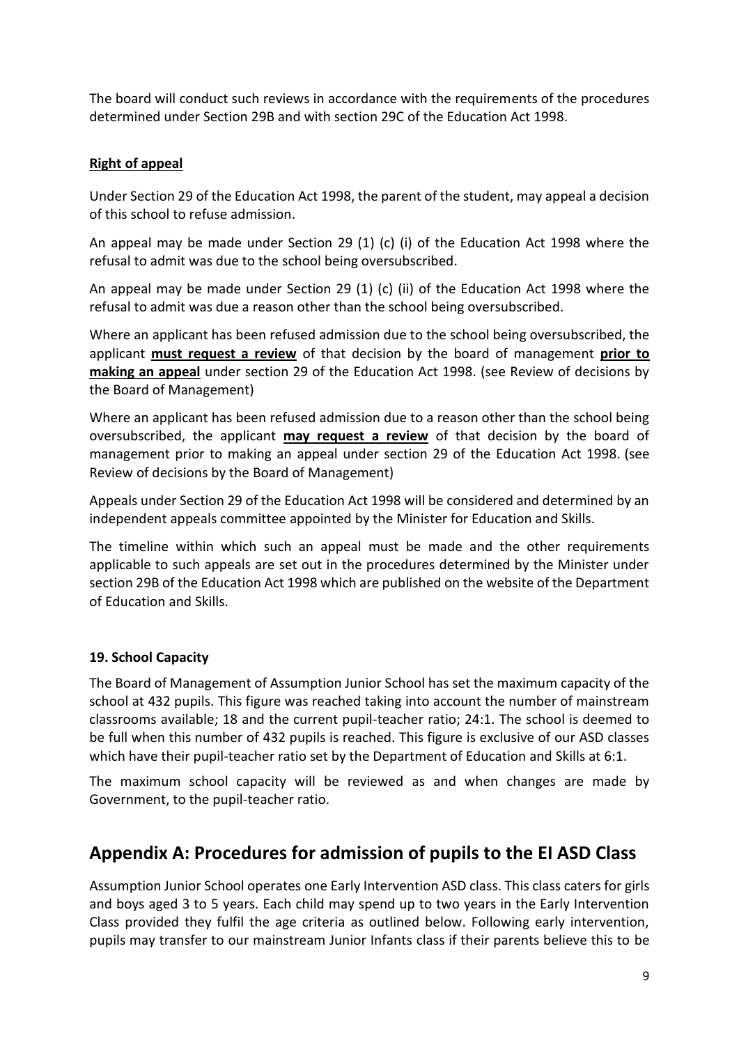The board will conduct such reviews in accordance with the requirements of the procedures determined under Section 29B and with section 29C of the Education Act 1998.

**Right of appeal**

Under Section 29 of the Education Act 1998, the parent of the student, may appeal a decision of this school to refuse admission.

An appeal may be made under Section 29 (1) (c) (i) of the Education Act 1998 where the refusal to admit was due to the school being oversubscribed.

An appeal may be made under Section 29 (1) (c) (ii) of the Education Act 1998 where the refusal to admit was due a reason other than the school being oversubscribed.

Where an applicant has been refused admission due to the school being oversubscribed, the applicant **must request a review** of that decision by the board of management **prior to making an appeal** under section 29 of the Education Act 1998. (see Review of decisions by the Board of Management)

Where an applicant has been refused admission due to a reason other than the school being oversubscribed, the applicant **may request a review** of that decision by the board of management prior to making an appeal under section 29 of the Education Act 1998. (see Review of decisions by the Board of Management)

Appeals under Section 29 of the Education Act 1998 will be considered and determined by an independent appeals committee appointed by the Minister for Education and Skills.

The timeline within which such an appeal must be made and the other requirements applicable to such appeals are set out in the procedures determined by the Minister under section 29B of the Education Act 1998 which are published on the website of the Department of Education and Skills.

**19. School Capacity**

The Board of Management of Assumption Junior School has set the maximum capacity of the school at 432 pupils. This figure was reached taking into account the number of mainstream classrooms available; 18 and the current pupil-teacher ratio; 24:1. The school is deemed to be full when this number of 432 pupils is reached. This figure is exclusive of our ASD classes which have their pupil-teacher ratio set by the Department of Education and Skills at 6:1.

The maximum school capacity will be reviewed as and when changes are made by Government, to the pupil-teacher ratio.

## Appendix A: Procedures for admission of pupils to the EI ASD Class

Assumption Junior School operates one Early Intervention ASD class. This class caters for girls and boys aged 3 to 5 years. Each child may spend up to two years in the Early Intervention Class provided they fulfil the age criteria as outlined below. Following early intervention, pupils may transfer to our mainstream Junior Infants class if their parents believe this to be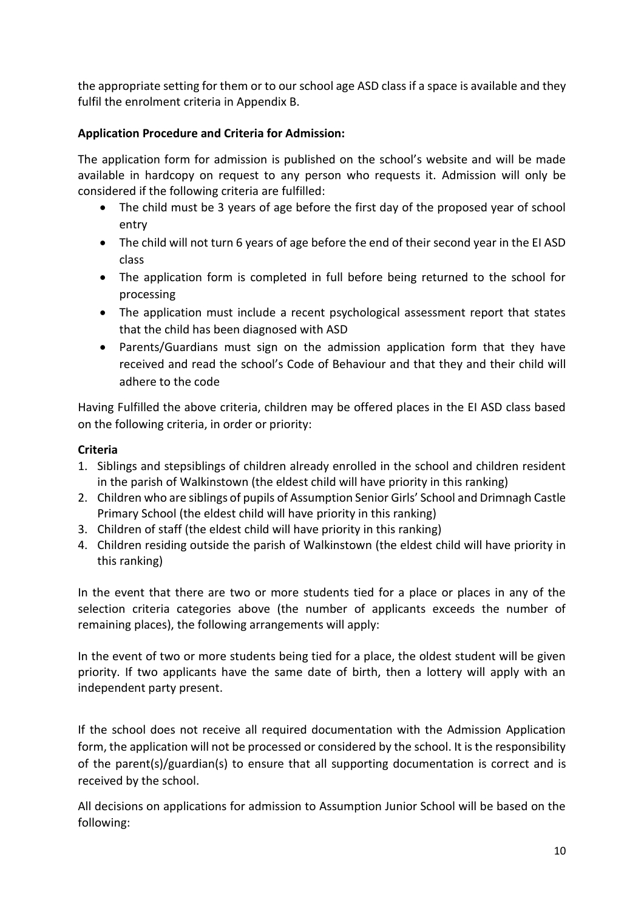the appropriate setting for them or to our school age ASD class if a space is available and they fulfil the enrolment criteria in Appendix B.

**Application Procedure and Criteria for Admission:**

The application form for admission is published on the school's website and will be made available in hardcopy on request to any person who requests it. Admission will only be considered if the following criteria are fulfilled:

- The child must be 3 years of age before the first day of the proposed year of school entry
- The child will not turn 6 years of age before the end of their second year in the EI ASD class
- The application form is completed in full before being returned to the school for processing
- The application must include a recent psychological assessment report that states that the child has been diagnosed with ASD
- Parents/Guardians must sign on the admission application form that they have received and read the school's Code of Behaviour and that they and their child will adhere to the code

Having Fulfilled the above criteria, children may be offered places in the EI ASD class based on the following criteria, in order or priority:

**Criteria**

1. Siblings and stepsiblings of children already enrolled in the school and children resident in the parish of Walkinstown (the eldest child will have priority in this ranking)
2. Children who are siblings of pupils of Assumption Senior Girls' School and Drimnagh Castle Primary School (the eldest child will have priority in this ranking)
3. Children of staff (the eldest child will have priority in this ranking)
4. Children residing outside the parish of Walkinstown (the eldest child will have priority in this ranking)

In the event that there are two or more students tied for a place or places in any of the selection criteria categories above (the number of applicants exceeds the number of remaining places), the following arrangements will apply:

In the event of two or more students being tied for a place, the oldest student will be given priority. If two applicants have the same date of birth, then a lottery will apply with an independent party present.

If the school does not receive all required documentation with the Admission Application form, the application will not be processed or considered by the school. It is the responsibility of the parent(s)/guardian(s) to ensure that all supporting documentation is correct and is received by the school.

All decisions on applications for admission to Assumption Junior School will be based on the following: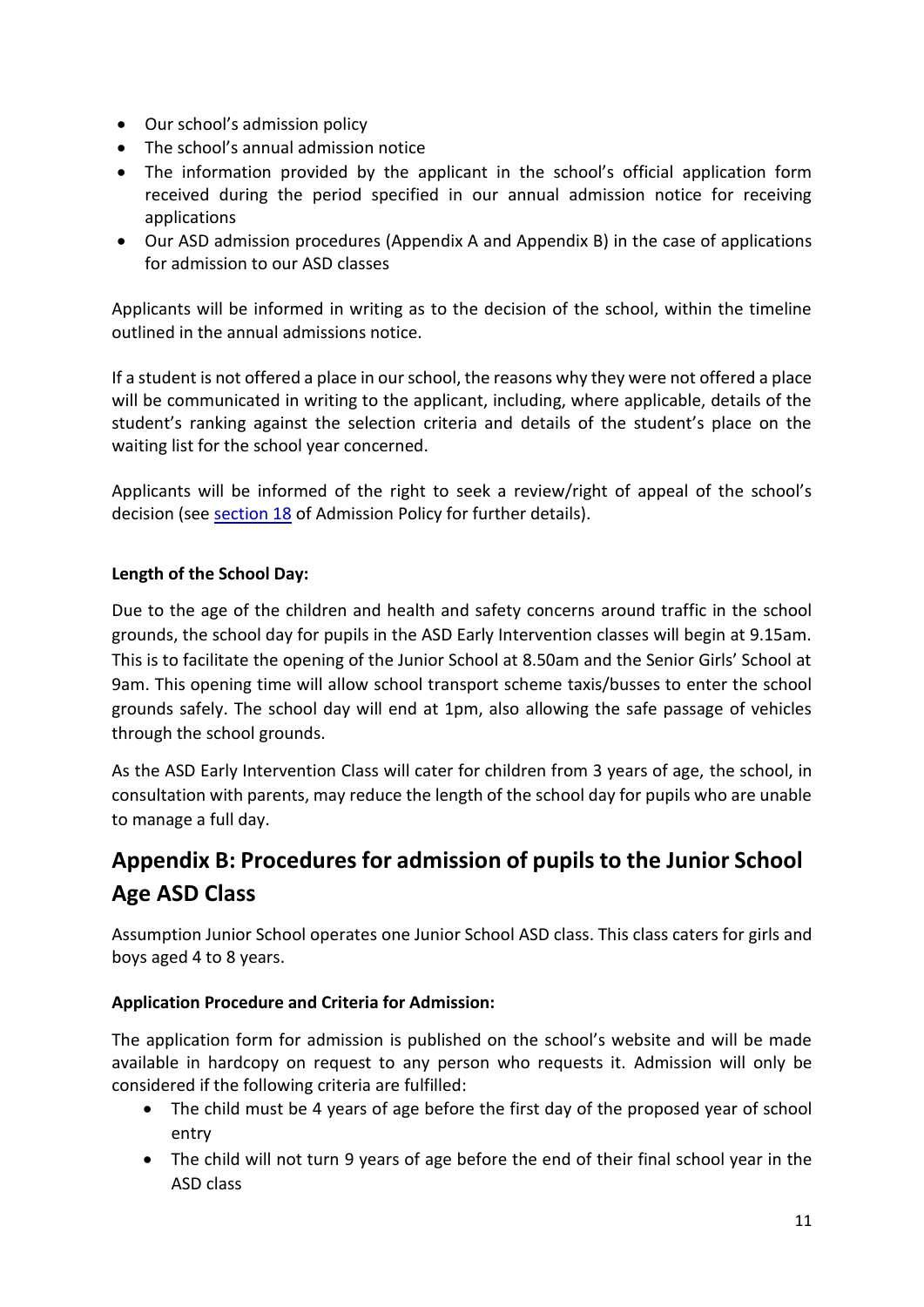- Our school's admission policy
- The school's annual admission notice
- The information provided by the applicant in the school's official application form received during the period specified in our annual admission notice for receiving applications
- Our ASD admission procedures (Appendix A and Appendix B) in the case of applications for admission to our ASD classes

Applicants will be informed in writing as to the decision of the school, within the timeline outlined in the annual admissions notice.

If a student is not offered a place in our school, the reasons why they were not offered a place will be communicated in writing to the applicant, including, where applicable, details of the student's ranking against the selection criteria and details of the student's place on the waiting list for the school year concerned.

Applicants will be informed of the right to seek a review/right of appeal of the school's decision (see section 18 of Admission Policy for further details).

**Length of the School Day:**

Due to the age of the children and health and safety concerns around traffic in the school grounds, the school day for pupils in the ASD Early Intervention classes will begin at 9.15am. This is to facilitate the opening of the Junior School at 8.50am and the Senior Girls' School at 9am. This opening time will allow school transport scheme taxis/busses to enter the school grounds safely. The school day will end at 1pm, also allowing the safe passage of vehicles through the school grounds.

As the ASD Early Intervention Class will cater for children from 3 years of age, the school, in consultation with parents, may reduce the length of the school day for pupils who are unable to manage a full day.

## Appendix B: Procedures for admission of pupils to the Junior School Age ASD Class

Assumption Junior School operates one Junior School ASD class. This class caters for girls and boys aged 4 to 8 years.

**Application Procedure and Criteria for Admission:**

The application form for admission is published on the school's website and will be made available in hardcopy on request to any person who requests it. Admission will only be considered if the following criteria are fulfilled:

- The child must be 4 years of age before the first day of the proposed year of school entry
- The child will not turn 9 years of age before the end of their final school year in the ASD class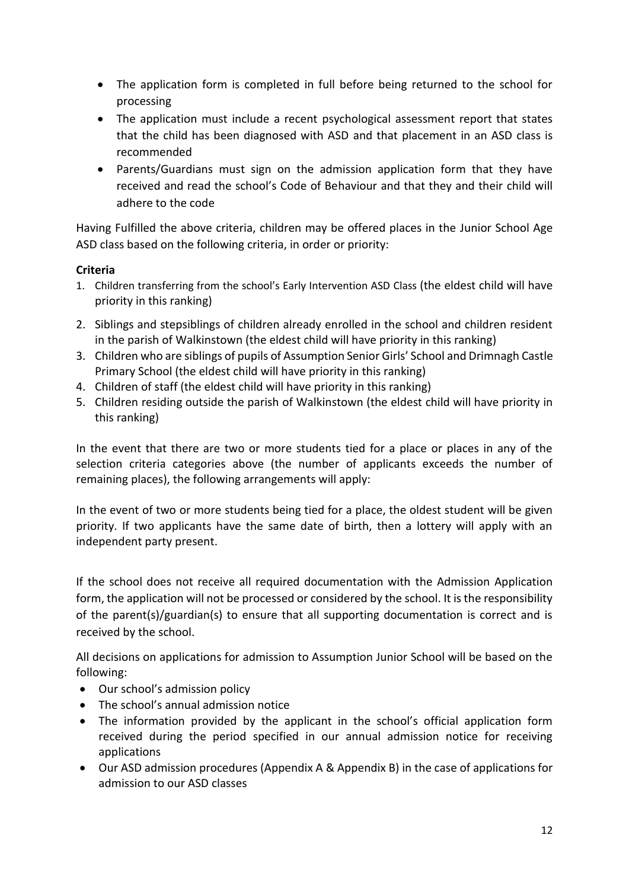- The application form is completed in full before being returned to the school for processing
- The application must include a recent psychological assessment report that states that the child has been diagnosed with ASD and that placement in an ASD class is recommended
- Parents/Guardians must sign on the admission application form that they have received and read the school's Code of Behaviour and that they and their child will adhere to the code

Having Fulfilled the above criteria, children may be offered places in the Junior School Age ASD class based on the following criteria, in order or priority:

**Criteria**

1. Children transferring from the school's Early Intervention ASD Class (the eldest child will have priority in this ranking)
2. Siblings and stepsiblings of children already enrolled in the school and children resident in the parish of Walkinstown (the eldest child will have priority in this ranking)
3. Children who are siblings of pupils of Assumption Senior Girls' School and Drimnagh Castle Primary School (the eldest child will have priority in this ranking)
4. Children of staff (the eldest child will have priority in this ranking)
5. Children residing outside the parish of Walkinstown (the eldest child will have priority in this ranking)

In the event that there are two or more students tied for a place or places in any of the selection criteria categories above (the number of applicants exceeds the number of remaining places), the following arrangements will apply:

In the event of two or more students being tied for a place, the oldest student will be given priority. If two applicants have the same date of birth, then a lottery will apply with an independent party present.

If the school does not receive all required documentation with the Admission Application form, the application will not be processed or considered by the school. It is the responsibility of the parent(s)/guardian(s) to ensure that all supporting documentation is correct and is received by the school.

All decisions on applications for admission to Assumption Junior School will be based on the following:

- Our school's admission policy
- The school's annual admission notice
- The information provided by the applicant in the school's official application form received during the period specified in our annual admission notice for receiving applications
- Our ASD admission procedures (Appendix A & Appendix B) in the case of applications for admission to our ASD classes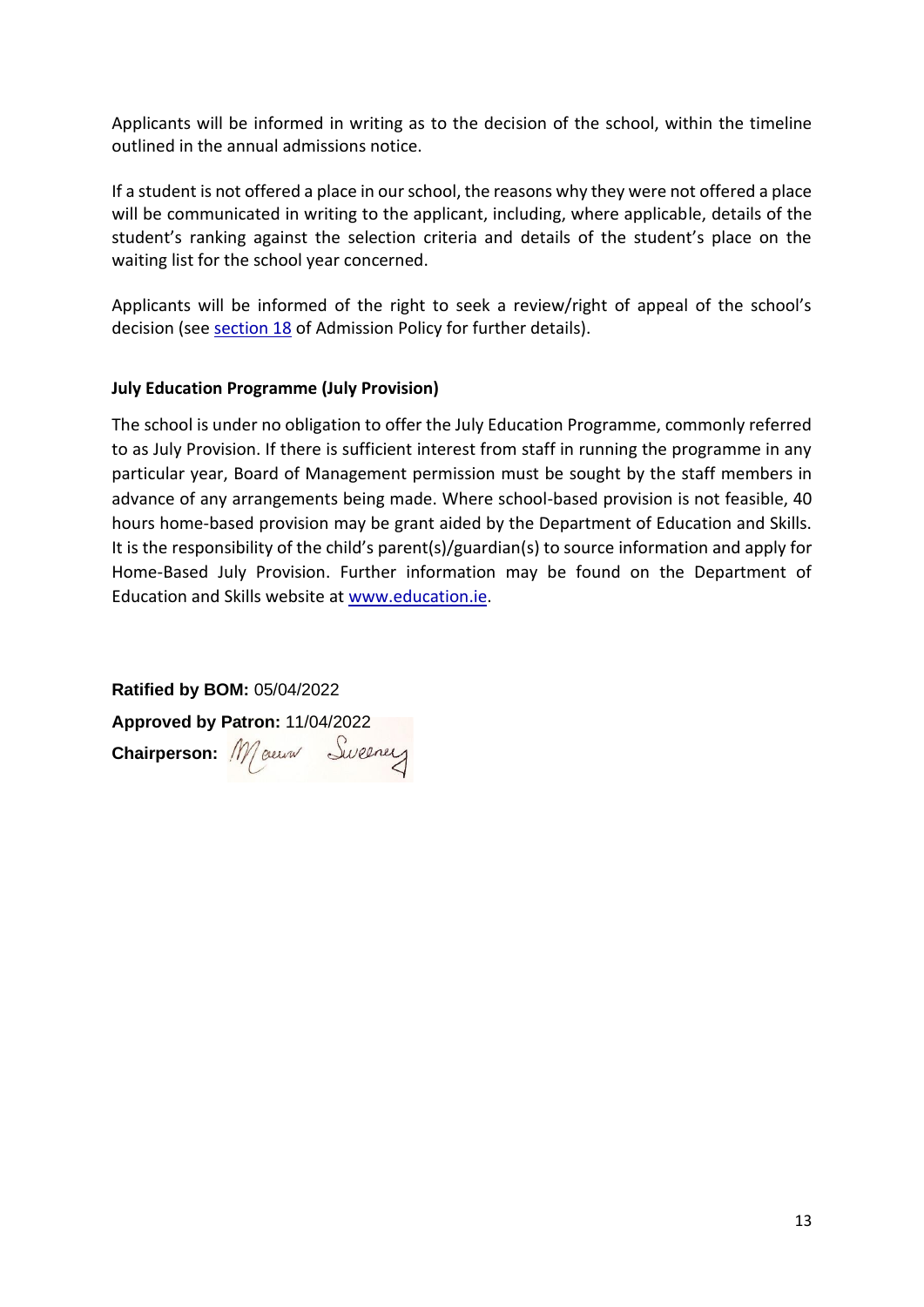Applicants will be informed in writing as to the decision of the school, within the timeline outlined in the annual admissions notice.

If a student is not offered a place in our school, the reasons why they were not offered a place will be communicated in writing to the applicant, including, where applicable, details of the student's ranking against the selection criteria and details of the student's place on the waiting list for the school year concerned.

Applicants will be informed of the right to seek a review/right of appeal of the school's decision (see [section 18]() of Admission Policy for further details).

**July Education Programme (July Provision)**

The school is under no obligation to offer the July Education Programme, commonly referred to as July Provision. If there is sufficient interest from staff in running the programme in any particular year, Board of Management permission must be sought by the staff members in advance of any arrangements being made. Where school-based provision is not feasible, 40 hours home-based provision may be grant aided by the Department of Education and Skills. It is the responsibility of the child's parent(s)/guardian(s) to source information and apply for Home-Based July Provision. Further information may be found on the Department of Education and Skills website at [www.education.ie](http://www.education.ie).

**Ratified by BOM:** 05/04/2022

**Approved by Patron:** 11/04/2022

**Chairperson:** Maeve Sweeney